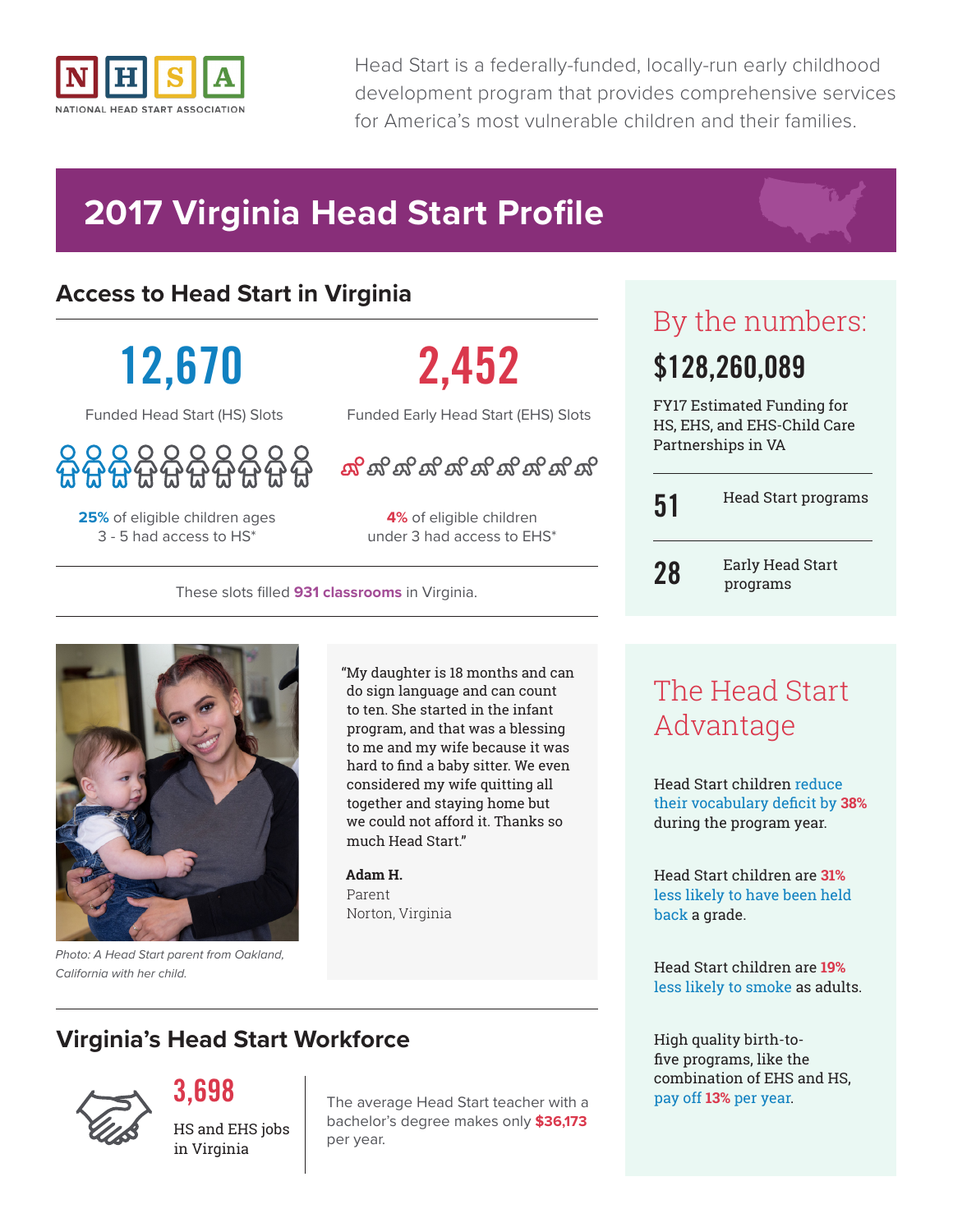NHSA NATIONAL HEAD START ASSOCIATION

Head Start is a federally-funded, locally-run early childhood development program that provides comprehensive services for America's most vulnerable children and their families.

# 2017 Virginia Head Start Profile

## Access to Head Start in Virginia

**12,670**

Funded Head Start (HS) Slots

**25%** of eligible children ages 3 - 5 had access to HS*

**2,452**

Funded Early Head Start (EHS) Slots

**4%** of eligible children under 3 had access to EHS*

These slots filled **931 classrooms** in Virginia.

"My daughter is 18 months and can do sign language and can count to ten. She started in the infant program, and that was a blessing to me and my wife because it was hard to find a baby sitter. We even considered my wife quitting all together and staying home but we could not afford it. Thanks so much Head Start."

**Adam H.**
Parent
Norton, Virginia

*Photo: A Head Start parent from Oakland, California with her child.*

## Virginia's Head Start Workforce

**3,698**

HS and EHS jobs in Virginia

The average Head Start teacher with a bachelor's degree makes only **$36,173** per year.

## By the numbers:

**$128,260,089**

FY17 Estimated Funding for HS, EHS, and EHS-Child Care Partnerships in VA

**51** Head Start programs

**28** Early Head Start programs

## The Head Start Advantage

Head Start children reduce their vocabulary deficit by **38%** during the program year.

Head Start children are **31%** less likely to have been held back a grade.

Head Start children are **19%** less likely to smoke as adults.

High quality birth-to-five programs, like the combination of EHS and HS, pay off **13%** per year.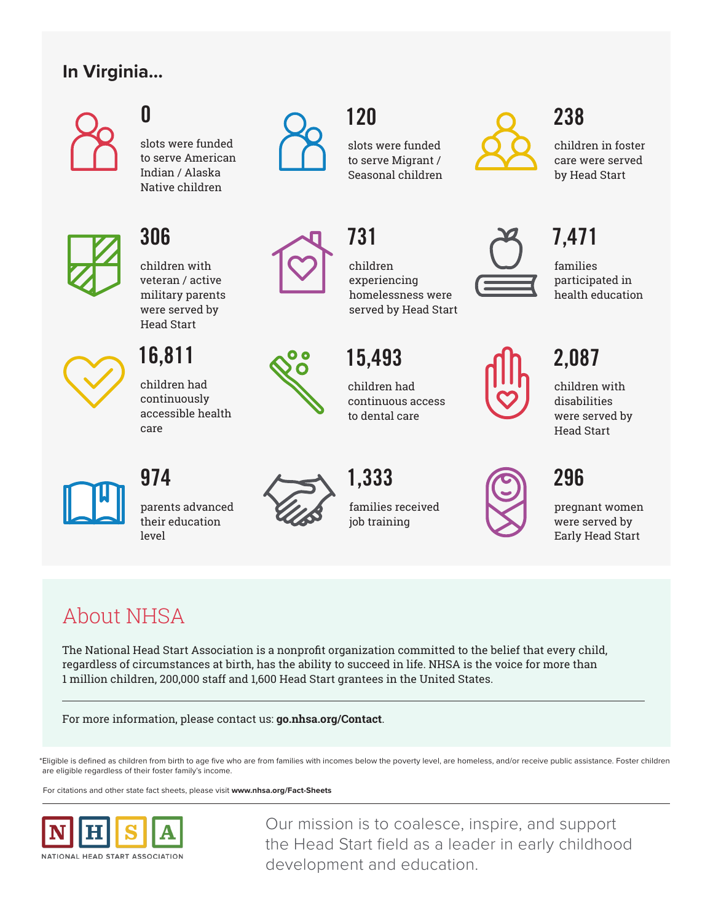## In Virginia...

**0**

slots were funded to serve American Indian / Alaska Native children

**120**

slots were funded to serve Migrant / Seasonal children

**238**

children in foster care were served by Head Start

**306**

children with veteran / active military parents were served by Head Start

**731**

children experiencing homelessness were served by Head Start

**7,471**

families participated in health education

**16,811**

children had continuously accessible health care

**15,493**

children had continuous access to dental care

**2,087**

children with disabilities were served by Head Start

**974**

parents advanced their education level

**1,333**

families received job training

**296**

pregnant women were served by Early Head Start

## About NHSA

The National Head Start Association is a nonprofit organization committed to the belief that every child, regardless of circumstances at birth, has the ability to succeed in life. NHSA is the voice for more than 1 million children, 200,000 staff and 1,600 Head Start grantees in the United States.

For more information, please contact us: **go.nhsa.org/Contact**.

*Eligible is defined as children from birth to age five who are from families with incomes below the poverty level, are homeless, and/or receive public assistance. Foster children are eligible regardless of their foster family's income.

For citations and other state fact sheets, please visit **www.nhsa.org/Fact-Sheets**

N H S A
NATIONAL HEAD START ASSOCIATION

Our mission is to coalesce, inspire, and support the Head Start field as a leader in early childhood development and education.